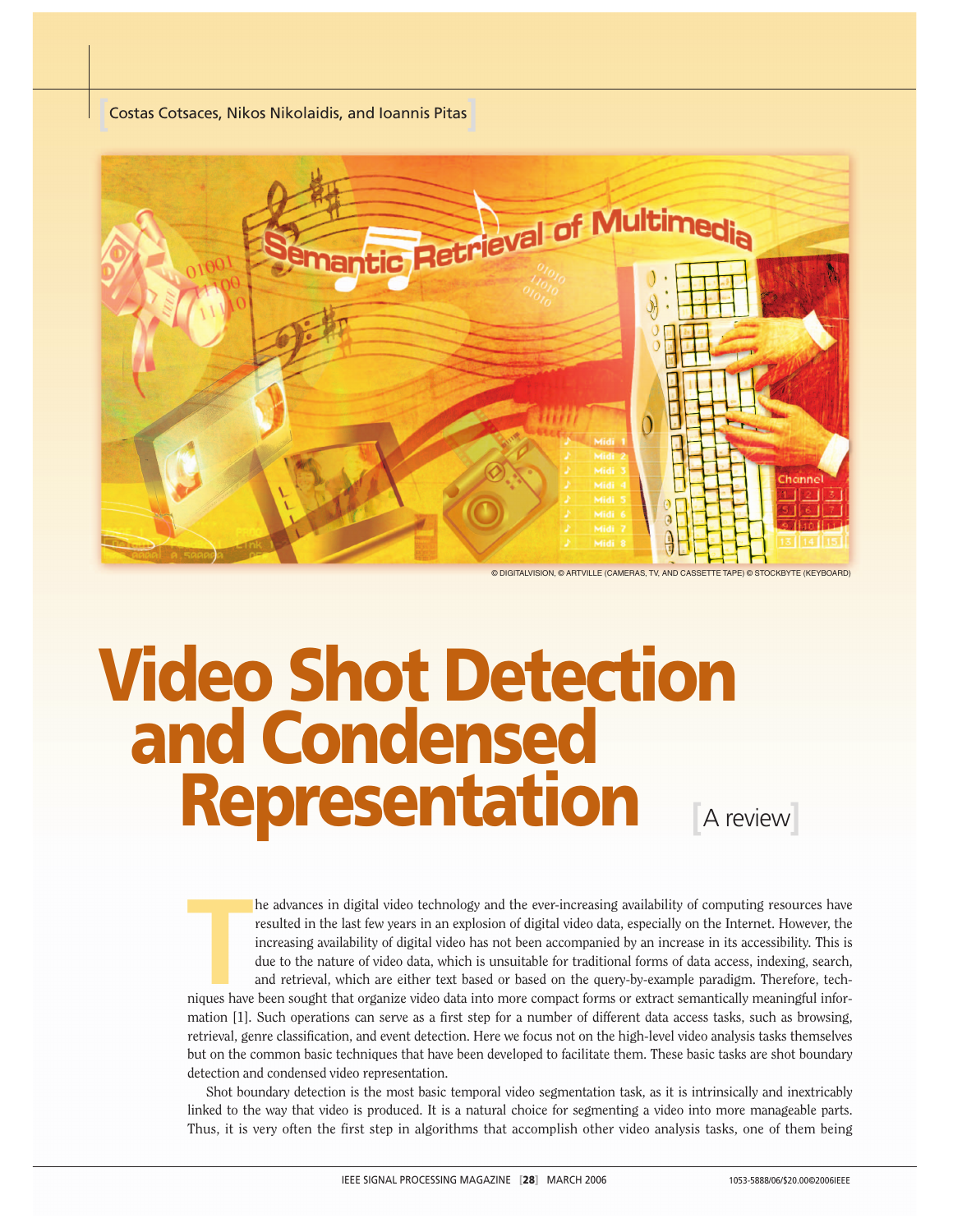Costas Cotsaces, Nikos Nikolaidis, and Ioannis Pitas

© DIGITALVISION, © ARTVILLE (CAMERAS, TV, AND CASSETTE TAPE) © STOCKBYTE (KEYBOARD)

# Video Shot Detection and Condensed Representation

[A review]

The advances in digital video technology and the ever-increasing availability of computing resources have resulted in the last few years in an explosion of digital video data, especially on the Internet. However, the increasing availability of digital video has not been accompanied by an increase in its accessibility. This is due to the nature of video data, which is unsuitable for traditional forms of data access, indexing, search, and retrieval, which are either text based or based on the query-by-example paradigm. Therefore, techniques have been sought that organize video data into more compact forms or extract semantically meaningful information [1]. Such operations can serve as a first step for a number of different data access tasks, such as browsing, retrieval, genre classification, and event detection. Here we focus not on the high-level video analysis tasks themselves but on the common basic techniques that have been developed to facilitate them. These basic tasks are shot boundary detection and condensed video representation.

Shot boundary detection is the most basic temporal video segmentation task, as it is intrinsically and inextricably linked to the way that video is produced. It is a natural choice for segmenting a video into more manageable parts. Thus, it is very often the first step in algorithms that accomplish other video analysis tasks, one of them being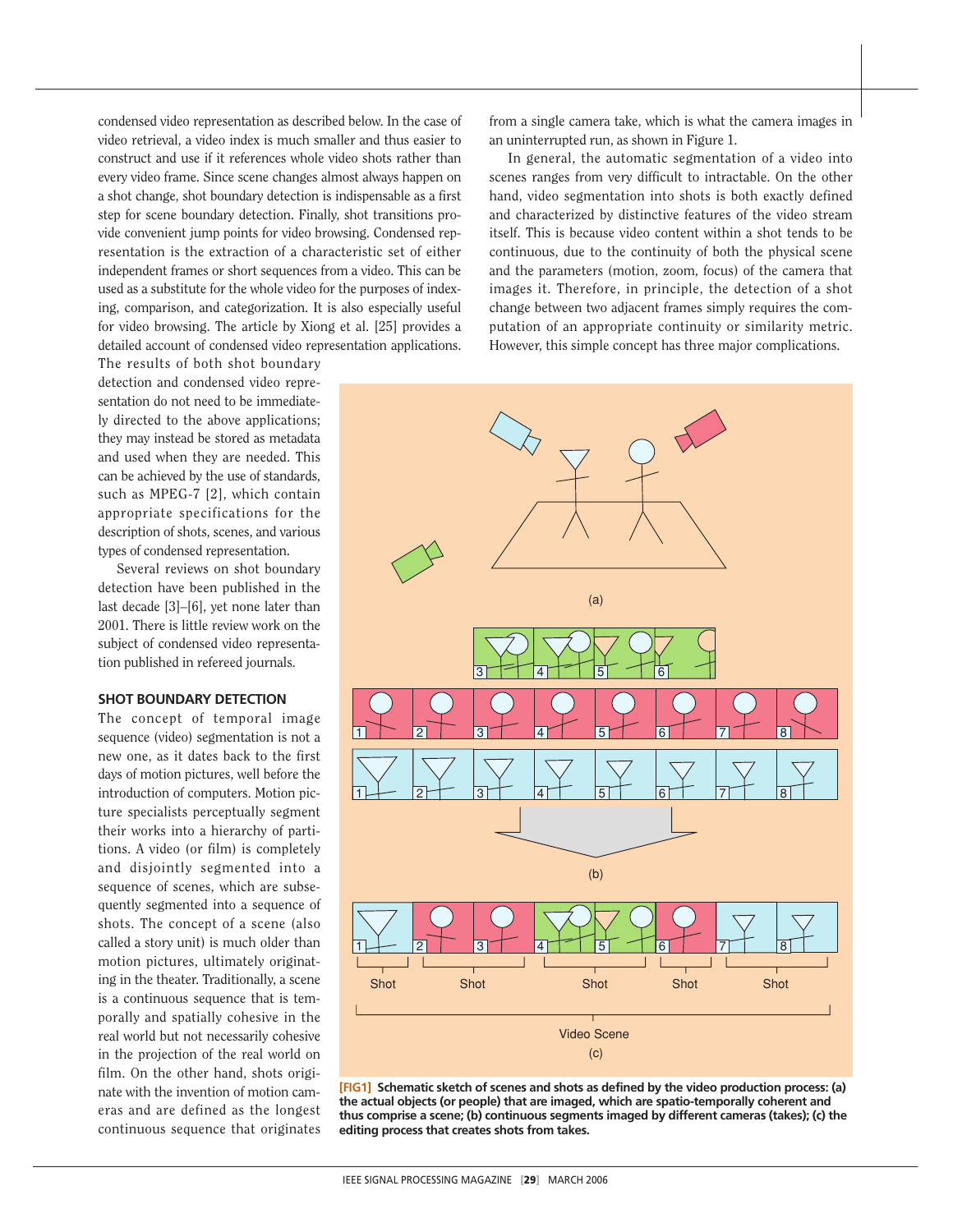condensed video representation as described below. In the case of video retrieval, a video index is much smaller and thus easier to construct and use if it references whole video shots rather than every video frame. Since scene changes almost always happen on a shot change, shot boundary detection is indispensable as a first step for scene boundary detection. Finally, shot transitions provide convenient jump points for video browsing. Condensed representation is the extraction of a characteristic set of either independent frames or short sequences from a video. This can be used as a substitute for the whole video for the purposes of indexing, comparison, and categorization. It is also especially useful for video browsing. The article by Xiong et al. [25] provides a detailed account of condensed video representation applications. The results of both shot boundary detection and condensed video representation do not need to be immediately directed to the above applications; they may instead be stored as metadata and used when they are needed. This can be achieved by the use of standards, such as MPEG-7 [2], which contain appropriate specifications for the description of shots, scenes, and various types of condensed representation.

Several reviews on shot boundary detection have been published in the last decade [3]–[6], yet none later than 2001. There is little review work on the subject of condensed video representation published in refereed journals.

## SHOT BOUNDARY DETECTION

The concept of temporal image sequence (video) segmentation is not a new one, as it dates back to the first days of motion pictures, well before the introduction of computers. Motion picture specialists perceptually segment their works into a hierarchy of partitions. A video (or film) is completely and disjointly segmented into a sequence of scenes, which are subsequently segmented into a sequence of shots. The concept of a scene (also called a story unit) is much older than motion pictures, ultimately originating in the theater. Traditionally, a scene is a continuous sequence that is temporally and spatially cohesive in the real world but not necessarily cohesive in the projection of the real world on film. On the other hand, shots originate with the invention of motion cameras and are defined as the longest continuous sequence that originates from a single camera take, which is what the camera images in an uninterrupted run, as shown in Figure 1.

In general, the automatic segmentation of a video into scenes ranges from very difficult to intractable. On the other hand, video segmentation into shots is both exactly defined and characterized by distinctive features of the video stream itself. This is because video content within a shot tends to be continuous, due to the continuity of both the physical scene and the parameters (motion, zoom, focus) of the camera that images it. Therefore, in principle, the detection of a shot change between two adjacent frames simply requires the computation of an appropriate continuity or similarity metric. However, this simple concept has three major complications.

**[FIG1] Schematic sketch of scenes and shots as defined by the video production process: (a) the actual objects (or people) that are imaged, which are spatio-temporally coherent and thus comprise a scene; (b) continuous segments imaged by different cameras (takes); (c) the editing process that creates shots from takes.**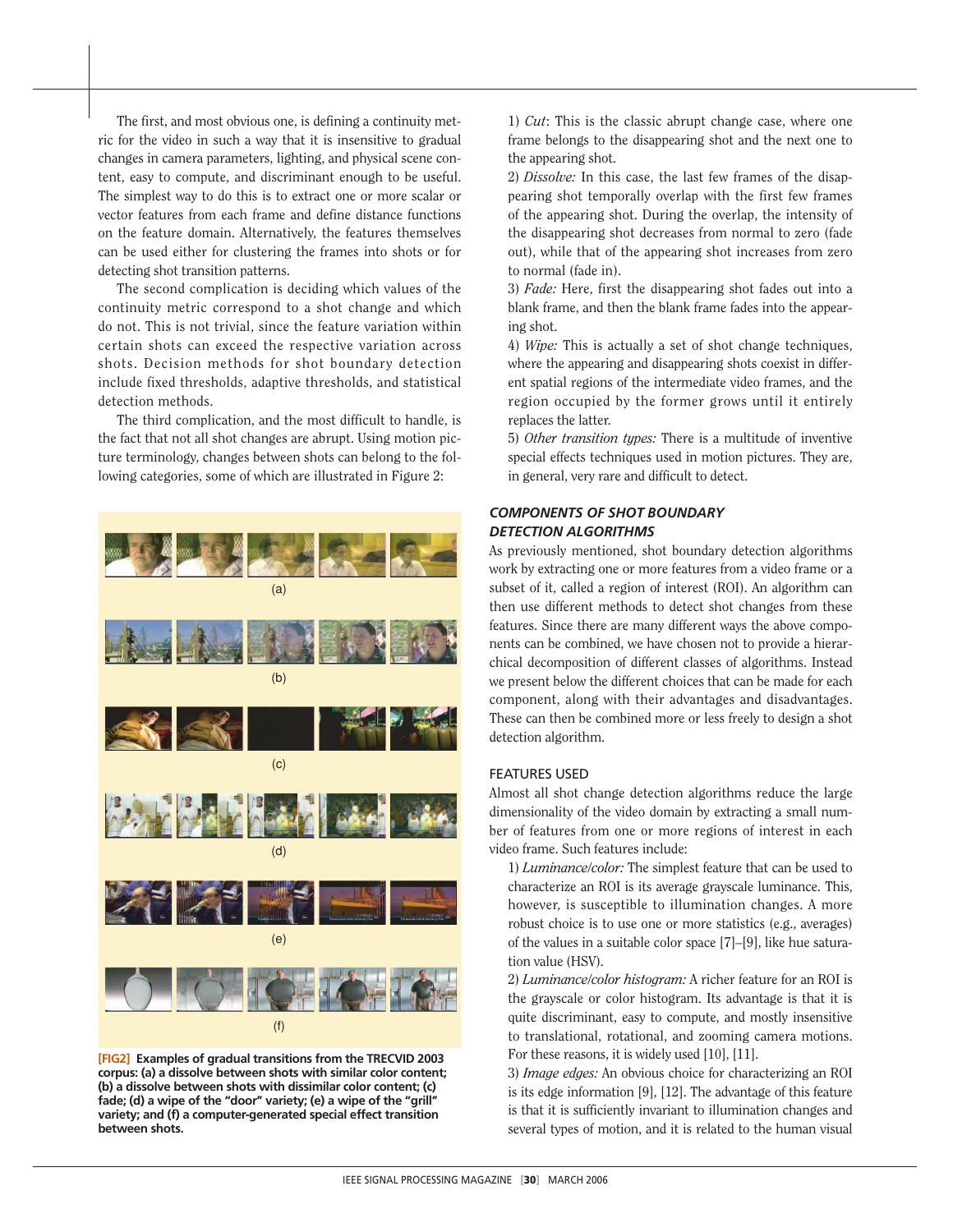The first, and most obvious one, is defining a continuity metric for the video in such a way that it is insensitive to gradual changes in camera parameters, lighting, and physical scene content, easy to compute, and discriminant enough to be useful. The simplest way to do this is to extract one or more scalar or vector features from each frame and define distance functions on the feature domain. Alternatively, the features themselves can be used either for clustering the frames into shots or for detecting shot transition patterns.

The second complication is deciding which values of the continuity metric correspond to a shot change and which do not. This is not trivial, since the feature variation within certain shots can exceed the respective variation across shots. Decision methods for shot boundary detection include fixed thresholds, adaptive thresholds, and statistical detection methods.

The third complication, and the most difficult to handle, is the fact that not all shot changes are abrupt. Using motion picture terminology, changes between shots can belong to the following categories, some of which are illustrated in Figure 2:

**[FIG2] Examples of gradual transitions from the TRECVID 2003 corpus: (a) a dissolve between shots with similar color content; (b) a dissolve between shots with dissimilar color content; (c) fade; (d) a wipe of the "door" variety; (e) a wipe of the "grill" variety; and (f) a computer-generated special effect transition between shots.**

1) *Cut*: This is the classic abrupt change case, where one frame belongs to the disappearing shot and the next one to the appearing shot.

2) *Dissolve:* In this case, the last few frames of the disappearing shot temporally overlap with the first few frames of the appearing shot. During the overlap, the intensity of the disappearing shot decreases from normal to zero (fade out), while that of the appearing shot increases from zero to normal (fade in).

3) *Fade:* Here, first the disappearing shot fades out into a blank frame, and then the blank frame fades into the appearing shot.

4) *Wipe:* This is actually a set of shot change techniques, where the appearing and disappearing shots coexist in different spatial regions of the intermediate video frames, and the region occupied by the former grows until it entirely replaces the latter.

5) *Other transition types:* There is a multitude of inventive special effects techniques used in motion pictures. They are, in general, very rare and difficult to detect.

### *COMPONENTS OF SHOT BOUNDARY DETECTION ALGORITHMS*

As previously mentioned, shot boundary detection algorithms work by extracting one or more features from a video frame or a subset of it, called a region of interest (ROI). An algorithm can then use different methods to detect shot changes from these features. Since there are many different ways the above components can be combined, we have chosen not to provide a hierarchical decomposition of different classes of algorithms. Instead we present below the different choices that can be made for each component, along with their advantages and disadvantages. These can then be combined more or less freely to design a shot detection algorithm.

#### FEATURES USED

Almost all shot change detection algorithms reduce the large dimensionality of the video domain by extracting a small number of features from one or more regions of interest in each video frame. Such features include:

1) *Luminance/color:* The simplest feature that can be used to characterize an ROI is its average grayscale luminance. This, however, is susceptible to illumination changes. A more robust choice is to use one or more statistics (e.g., averages) of the values in a suitable color space [7]–[9], like hue saturation value (HSV).

2) *Luminance/color histogram:* A richer feature for an ROI is the grayscale or color histogram. Its advantage is that it is quite discriminant, easy to compute, and mostly insensitive to translational, rotational, and zooming camera motions. For these reasons, it is widely used [10], [11].

3) *Image edges:* An obvious choice for characterizing an ROI is its edge information [9], [12]. The advantage of this feature is that it is sufficiently invariant to illumination changes and several types of motion, and it is related to the human visual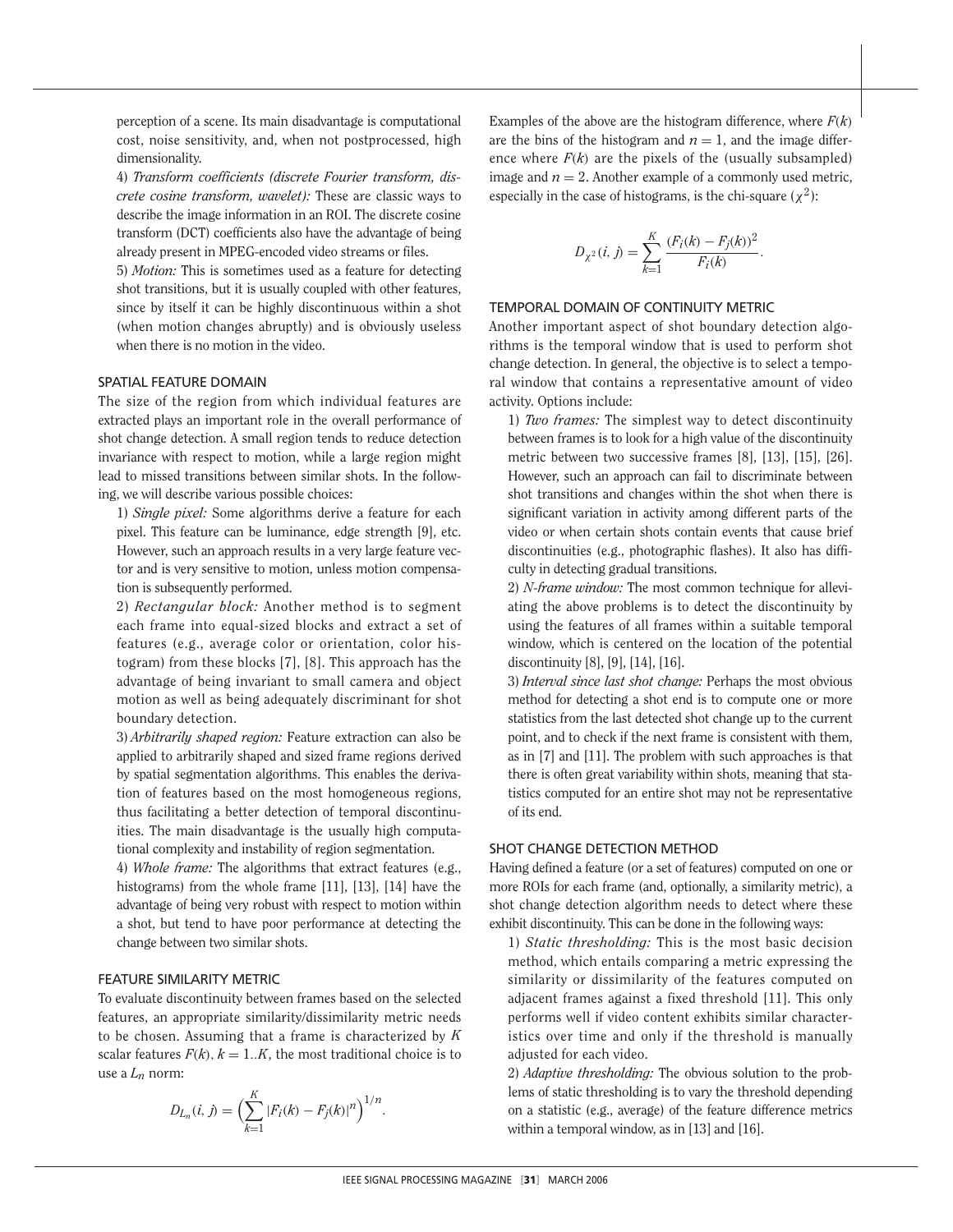perception of a scene. Its main disadvantage is computational cost, noise sensitivity, and, when not postprocessed, high dimensionality.

4) *Transform coefficients (discrete Fourier transform, discrete cosine transform, wavelet):* These are classic ways to describe the image information in an ROI. The discrete cosine transform (DCT) coefficients also have the advantage of being already present in MPEG-encoded video streams or files.

5) *Motion:* This is sometimes used as a feature for detecting shot transitions, but it is usually coupled with other features, since by itself it can be highly discontinuous within a shot (when motion changes abruptly) and is obviously useless when there is no motion in the video.

## SPATIAL FEATURE DOMAIN

The size of the region from which individual features are extracted plays an important role in the overall performance of shot change detection. A small region tends to reduce detection invariance with respect to motion, while a large region might lead to missed transitions between similar shots. In the following, we will describe various possible choices:

1) *Single pixel:* Some algorithms derive a feature for each pixel. This feature can be luminance, edge strength [9], etc. However, such an approach results in a very large feature vector and is very sensitive to motion, unless motion compensation is subsequently performed.

2) *Rectangular block:* Another method is to segment each frame into equal-sized blocks and extract a set of features (e.g., average color or orientation, color histogram) from these blocks [7], [8]. This approach has the advantage of being invariant to small camera and object motion as well as being adequately discriminant for shot boundary detection.

3) *Arbitrarily shaped region:* Feature extraction can also be applied to arbitrarily shaped and sized frame regions derived by spatial segmentation algorithms. This enables the derivation of features based on the most homogeneous regions, thus facilitating a better detection of temporal discontinuities. The main disadvantage is the usually high computational complexity and instability of region segmentation.

4) *Whole frame:* The algorithms that extract features (e.g., histograms) from the whole frame [11], [13], [14] have the advantage of being very robust with respect to motion within a shot, but tend to have poor performance at detecting the change between two similar shots.

## FEATURE SIMILARITY METRIC

To evaluate discontinuity between frames based on the selected features, an appropriate similarity/dissimilarity metric needs to be chosen. Assuming that a frame is characterized by $K$ scalar features $F(k)$, $k = 1..K$, the most traditional choice is to use a $L_n$ norm:

$$D_{L_n}(i, j) = \Big(\sum_{k=1}^{K} |F_i(k) - F_j(k)|^n\Big)^{1/n}.$$

Examples of the above are the histogram difference, where $F(k)$ are the bins of the histogram and $n = 1$, and the image difference where $F(k)$ are the pixels of the (usually subsampled) image and $n = 2$. Another example of a commonly used metric, especially in the case of histograms, is the chi-square ($\chi^2$):

$$D_{\chi^2}(i, j) = \sum_{k=1}^{K} \frac{(F_i(k) - F_j(k))^2}{F_i(k)}.$$

## TEMPORAL DOMAIN OF CONTINUITY METRIC

Another important aspect of shot boundary detection algorithms is the temporal window that is used to perform shot change detection. In general, the objective is to select a temporal window that contains a representative amount of video activity. Options include:

1) *Two frames:* The simplest way to detect discontinuity between frames is to look for a high value of the discontinuity metric between two successive frames [8], [13], [15], [26]. However, such an approach can fail to discriminate between shot transitions and changes within the shot when there is significant variation in activity among different parts of the video or when certain shots contain events that cause brief discontinuities (e.g., photographic flashes). It also has difficulty in detecting gradual transitions.

2) *N-frame window:* The most common technique for alleviating the above problems is to detect the discontinuity by using the features of all frames within a suitable temporal window, which is centered on the location of the potential discontinuity [8], [9], [14], [16].

3) *Interval since last shot change:* Perhaps the most obvious method for detecting a shot end is to compute one or more statistics from the last detected shot change up to the current point, and to check if the next frame is consistent with them, as in [7] and [11]. The problem with such approaches is that there is often great variability within shots, meaning that statistics computed for an entire shot may not be representative of its end.

## SHOT CHANGE DETECTION METHOD

Having defined a feature (or a set of features) computed on one or more ROIs for each frame (and, optionally, a similarity metric), a shot change detection algorithm needs to detect where these exhibit discontinuity. This can be done in the following ways:

1) *Static thresholding:* This is the most basic decision method, which entails comparing a metric expressing the similarity or dissimilarity of the features computed on adjacent frames against a fixed threshold [11]. This only performs well if video content exhibits similar characteristics over time and only if the threshold is manually adjusted for each video.

2) *Adaptive thresholding:* The obvious solution to the problems of static thresholding is to vary the threshold depending on a statistic (e.g., average) of the feature difference metrics within a temporal window, as in [13] and [16].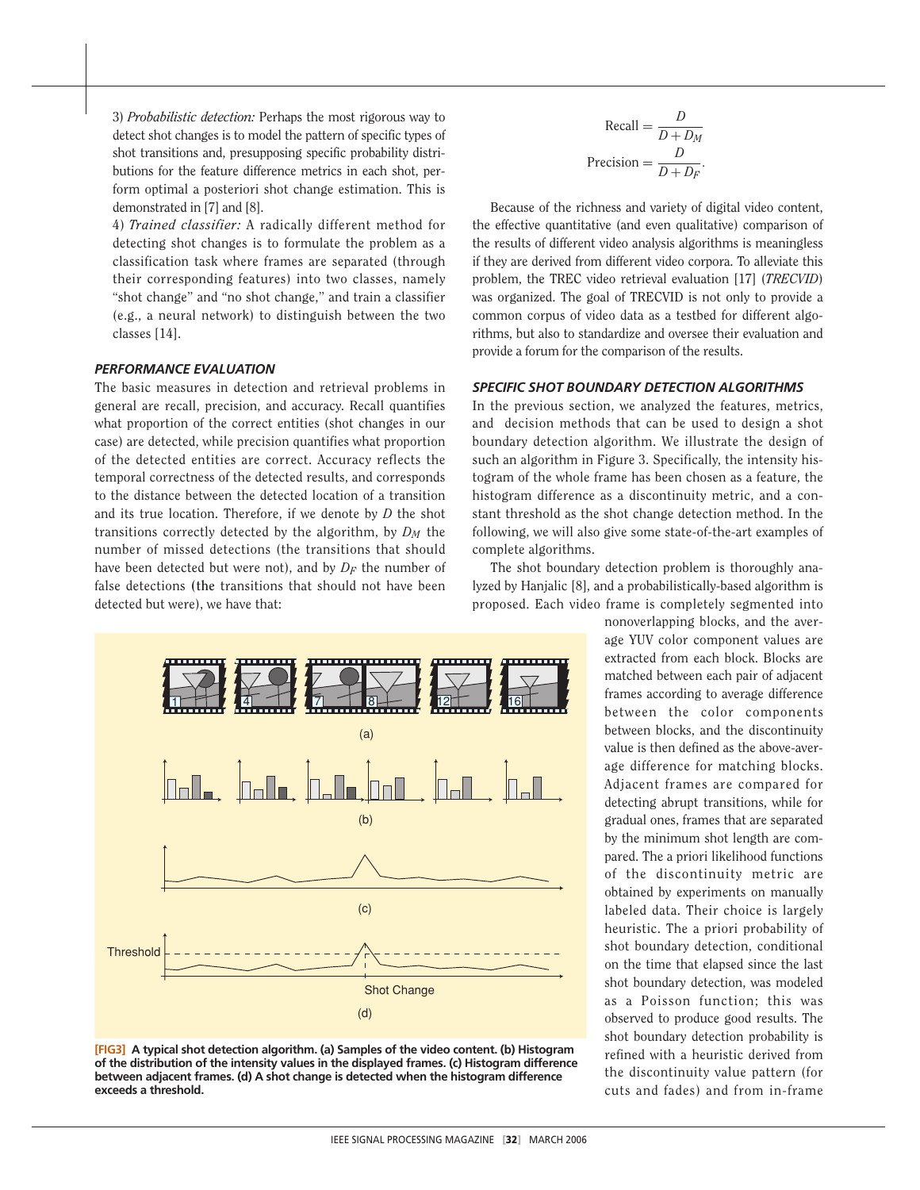3) *Probabilistic detection:* Perhaps the most rigorous way to detect shot changes is to model the pattern of specific types of shot transitions and, presupposing specific probability distributions for the feature difference metrics in each shot, perform optimal a posteriori shot change estimation. This is demonstrated in [7] and [8].

4) *Trained classifier:* A radically different method for detecting shot changes is to formulate the problem as a classification task where frames are separated (through their corresponding features) into two classes, namely "shot change" and "no shot change," and train a classifier (e.g., a neural network) to distinguish between the two classes [14].

### PERFORMANCE EVALUATION

The basic measures in detection and retrieval problems in general are recall, precision, and accuracy. Recall quantifies what proportion of the correct entities (shot changes in our case) are detected, while precision quantifies what proportion of the detected entities are correct. Accuracy reflects the temporal correctness of the detected results, and corresponds to the distance between the detected location of a transition and its true location. Therefore, if we denote by $D$ the shot transitions correctly detected by the algorithm, by $D_M$ the number of missed detections (the transitions that should have been detected but were not), and by $D_F$ the number of false detections (the transitions that should not have been detected but were), we have that:

$$\text{Recall} = \frac{D}{D + D_M}$$

$$\text{Precision} = \frac{D}{D + D_F}.$$

Because of the richness and variety of digital video content, the effective quantitative (and even qualitative) comparison of the results of different video analysis algorithms is meaningless if they are derived from different video corpora. To alleviate this problem, the TREC video retrieval evaluation [17] (*TRECVID*) was organized. The goal of TRECVID is not only to provide a common corpus of video data as a testbed for different algorithms, but also to standardize and oversee their evaluation and provide a forum for the comparison of the results.

### SPECIFIC SHOT BOUNDARY DETECTION ALGORITHMS

In the previous section, we analyzed the features, metrics, and decision methods that can be used to design a shot boundary detection algorithm. We illustrate the design of such an algorithm in Figure 3. Specifically, the intensity histogram of the whole frame has been chosen as a feature, the histogram difference as a discontinuity metric, and a constant threshold as the shot change detection method. In the following, we will also give some state-of-the-art examples of complete algorithms.

The shot boundary detection problem is thoroughly analyzed by Hanjalic [8], and a probabilistically-based algorithm is proposed. Each video frame is completely segmented into nonoverlapping blocks, and the average YUV color component values are extracted from each block. Blocks are matched between each pair of adjacent frames according to average difference between the color components between blocks, and the discontinuity value is then defined as the above-average difference for matching blocks. Adjacent frames are compared for detecting abrupt transitions, while for gradual ones, frames that are separated by the minimum shot length are compared. The a priori likelihood functions of the discontinuity metric are obtained by experiments on manually labeled data. Their choice is largely heuristic. The a priori probability of shot boundary detection, conditional on the time that elapsed since the last shot boundary detection, was modeled as a Poisson function; this was observed to produce good results. The shot boundary detection probability is refined with a heuristic derived from the discontinuity value pattern (for cuts and fades) and from in-frame

**[FIG3] A typical shot detection algorithm. (a) Samples of the video content. (b) Histogram of the distribution of the intensity values in the displayed frames. (c) Histogram difference between adjacent frames. (d) A shot change is detected when the histogram difference exceeds a threshold.**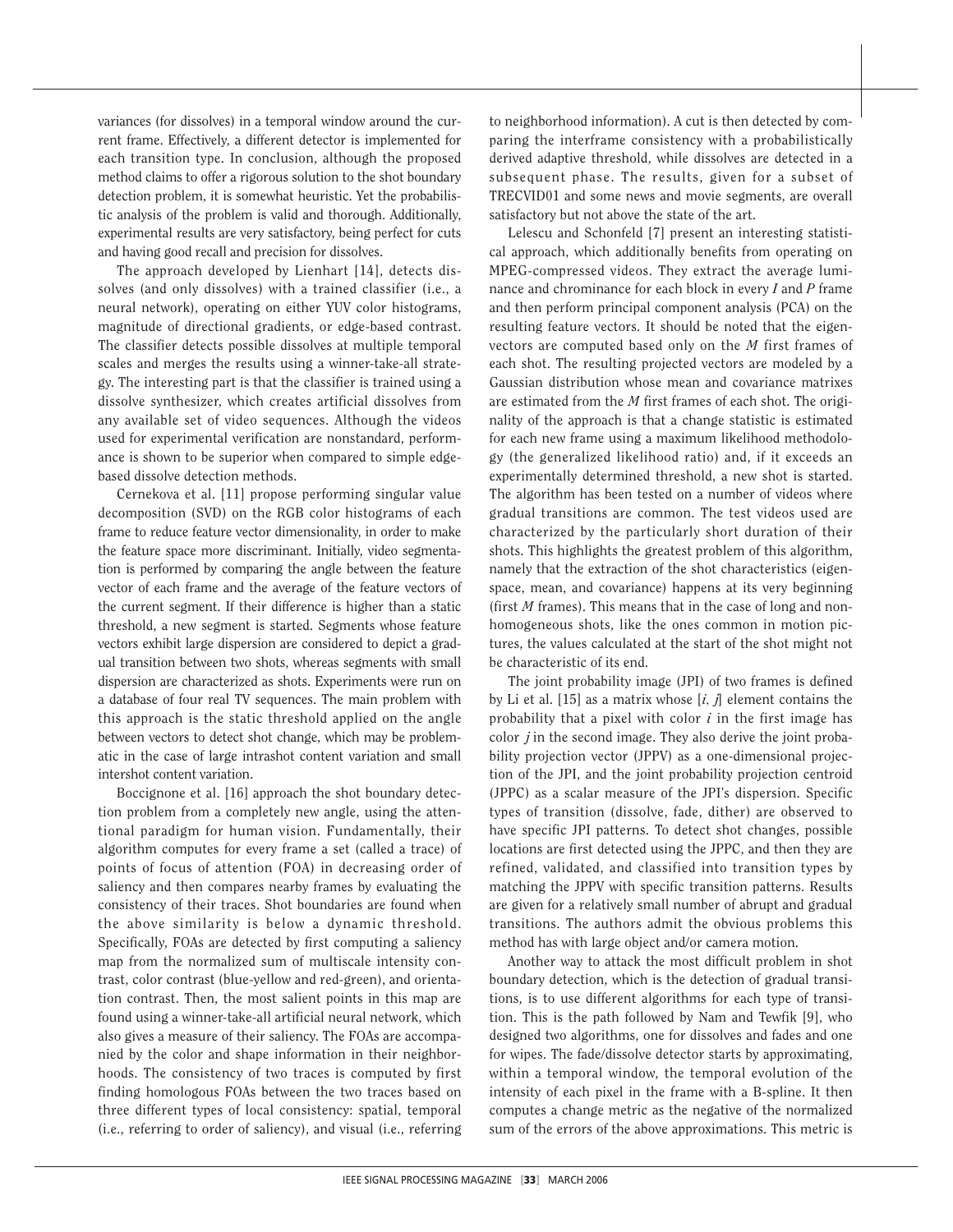variances (for dissolves) in a temporal window around the current frame. Effectively, a different detector is implemented for each transition type. In conclusion, although the proposed method claims to offer a rigorous solution to the shot boundary detection problem, it is somewhat heuristic. Yet the probabilistic analysis of the problem is valid and thorough. Additionally, experimental results are very satisfactory, being perfect for cuts and having good recall and precision for dissolves.

The approach developed by Lienhart [14], detects dissolves (and only dissolves) with a trained classifier (i.e., a neural network), operating on either YUV color histograms, magnitude of directional gradients, or edge-based contrast. The classifier detects possible dissolves at multiple temporal scales and merges the results using a winner-take-all strategy. The interesting part is that the classifier is trained using a dissolve synthesizer, which creates artificial dissolves from any available set of video sequences. Although the videos used for experimental verification are nonstandard, performance is shown to be superior when compared to simple edge-based dissolve detection methods.

Cernekova et al. [11] propose performing singular value decomposition (SVD) on the RGB color histograms of each frame to reduce feature vector dimensionality, in order to make the feature space more discriminant. Initially, video segmentation is performed by comparing the angle between the feature vector of each frame and the average of the feature vectors of the current segment. If their difference is higher than a static threshold, a new segment is started. Segments whose feature vectors exhibit large dispersion are considered to depict a gradual transition between two shots, whereas segments with small dispersion are characterized as shots. Experiments were run on a database of four real TV sequences. The main problem with this approach is the static threshold applied on the angle between vectors to detect shot change, which may be problematic in the case of large intrashot content variation and small intershot content variation.

Boccignone et al. [16] approach the shot boundary detection problem from a completely new angle, using the attentional paradigm for human vision. Fundamentally, their algorithm computes for every frame a set (called a trace) of points of focus of attention (FOA) in decreasing order of saliency and then compares nearby frames by evaluating the consistency of their traces. Shot boundaries are found when the above similarity is below a dynamic threshold. Specifically, FOAs are detected by first computing a saliency map from the normalized sum of multiscale intensity contrast, color contrast (blue-yellow and red-green), and orientation contrast. Then, the most salient points in this map are found using a winner-take-all artificial neural network, which also gives a measure of their saliency. The FOAs are accompanied by the color and shape information in their neighborhoods. The consistency of two traces is computed by first finding homologous FOAs between the two traces based on three different types of local consistency: spatial, temporal (i.e., referring to order of saliency), and visual (i.e., referring to neighborhood information). A cut is then detected by comparing the interframe consistency with a probabilistically derived adaptive threshold, while dissolves are detected in a subsequent phase. The results, given for a subset of TRECVID01 and some news and movie segments, are overall satisfactory but not above the state of the art.

Lelescu and Schonfeld [7] present an interesting statistical approach, which additionally benefits from operating on MPEG-compressed videos. They extract the average luminance and chrominance for each block in every $I$ and $P$ frame and then perform principal component analysis (PCA) on the resulting feature vectors. It should be noted that the eigenvectors are computed based only on the $M$ first frames of each shot. The resulting projected vectors are modeled by a Gaussian distribution whose mean and covariance matrixes are estimated from the $M$ first frames of each shot. The originality of the approach is that a change statistic is estimated for each new frame using a maximum likelihood methodology (the generalized likelihood ratio) and, if it exceeds an experimentally determined threshold, a new shot is started. The algorithm has been tested on a number of videos where gradual transitions are common. The test videos used are characterized by the particularly short duration of their shots. This highlights the greatest problem of this algorithm, namely that the extraction of the shot characteristics (eigenspace, mean, and covariance) happens at its very beginning (first $M$ frames). This means that in the case of long and nonhomogeneous shots, like the ones common in motion pictures, the values calculated at the start of the shot might not be characteristic of its end.

The joint probability image (JPI) of two frames is defined by Li et al. [15] as a matrix whose $[i, j]$ element contains the probability that a pixel with color $i$ in the first image has color $j$ in the second image. They also derive the joint probability projection vector (JPPV) as a one-dimensional projection of the JPI, and the joint probability projection centroid (JPPC) as a scalar measure of the JPI's dispersion. Specific types of transition (dissolve, fade, dither) are observed to have specific JPI patterns. To detect shot changes, possible locations are first detected using the JPPC, and then they are refined, validated, and classified into transition types by matching the JPPV with specific transition patterns. Results are given for a relatively small number of abrupt and gradual transitions. The authors admit the obvious problems this method has with large object and/or camera motion.

Another way to attack the most difficult problem in shot boundary detection, which is the detection of gradual transitions, is to use different algorithms for each type of transition. This is the path followed by Nam and Tewfik [9], who designed two algorithms, one for dissolves and fades and one for wipes. The fade/dissolve detector starts by approximating, within a temporal window, the temporal evolution of the intensity of each pixel in the frame with a B-spline. It then computes a change metric as the negative of the normalized sum of the errors of the above approximations. This metric is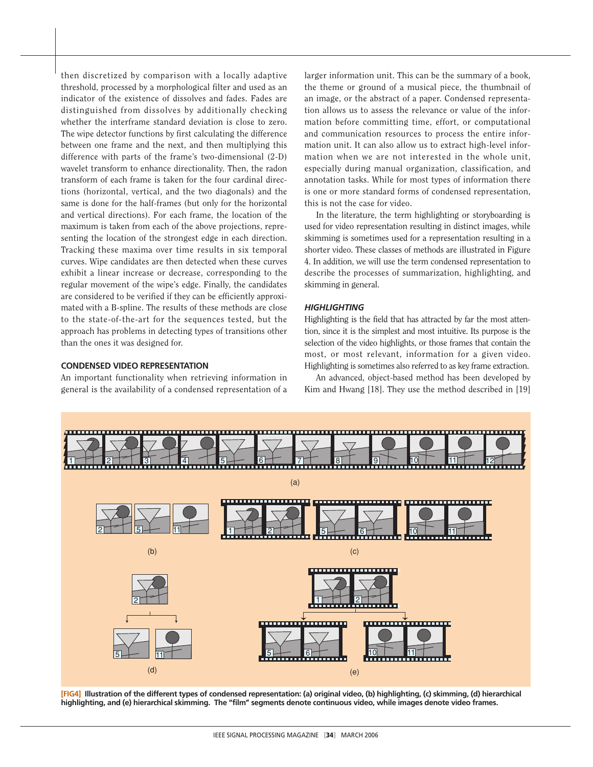then discretized by comparison with a locally adaptive threshold, processed by a morphological filter and used as an indicator of the existence of dissolves and fades. Fades are distinguished from dissolves by additionally checking whether the interframe standard deviation is close to zero. The wipe detector functions by first calculating the difference between one frame and the next, and then multiplying this difference with parts of the frame's two-dimensional (2-D) wavelet transform to enhance directionality. Then, the radon transform of each frame is taken for the four cardinal directions (horizontal, vertical, and the two diagonals) and the same is done for the half-frames (but only for the horizontal and vertical directions). For each frame, the location of the maximum is taken from each of the above projections, representing the location of the strongest edge in each direction. Tracking these maxima over time results in six temporal curves. Wipe candidates are then detected when these curves exhibit a linear increase or decrease, corresponding to the regular movement of the wipe's edge. Finally, the candidates are considered to be verified if they can be efficiently approximated with a B-spline. The results of these methods are close to the state-of-the-art for the sequences tested, but the approach has problems in detecting types of transitions other than the ones it was designed for.

## CONDENSED VIDEO REPRESENTATION

An important functionality when retrieving information in general is the availability of a condensed representation of a larger information unit. This can be the summary of a book, the theme or ground of a musical piece, the thumbnail of an image, or the abstract of a paper. Condensed representation allows us to assess the relevance or value of the information before committing time, effort, or computational and communication resources to process the entire information unit. It can also allow us to extract high-level information when we are not interested in the whole unit, especially during manual organization, classification, and annotation tasks. While for most types of information there is one or more standard forms of condensed representation, this is not the case for video.

In the literature, the term highlighting or storyboarding is used for video representation resulting in distinct images, while skimming is sometimes used for a representation resulting in a shorter video. These classes of methods are illustrated in Figure 4. In addition, we will use the term condensed representation to describe the processes of summarization, highlighting, and skimming in general.

### *HIGHLIGHTING*

Highlighting is the field that has attracted by far the most attention, since it is the simplest and most intuitive. Its purpose is the selection of the video highlights, or those frames that contain the most, or most relevant, information for a given video. Highlighting is sometimes also referred to as key frame extraction.

An advanced, object-based method has been developed by Kim and Hwang [18]. They use the method described in [19]

**[FIG4] Illustration of the different types of condensed representation: (a) original video, (b) highlighting, (c) skimming, (d) hierarchical highlighting, and (e) hierarchical skimming. The "film" segments denote continuous video, while images denote video frames.**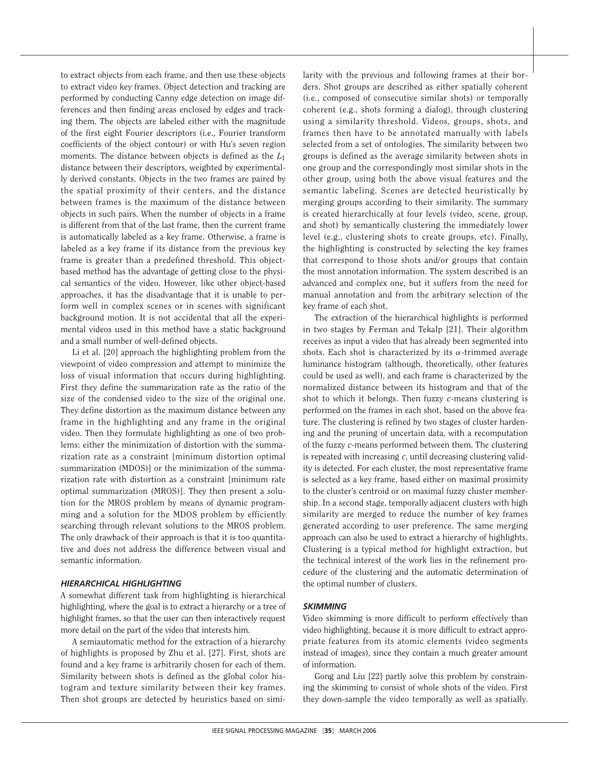to extract objects from each frame, and then use these objects to extract video key frames. Object detection and tracking are performed by conducting Canny edge detection on image differences and then finding areas enclosed by edges and tracking them. The objects are labeled either with the magnitude of the first eight Fourier descriptors (i.e., Fourier transform coefficients of the object contour) or with Hu's seven region moments. The distance between objects is defined as the $L_1$ distance between their descriptors, weighted by experimentally derived constants. Objects in the two frames are paired by the spatial proximity of their centers, and the distance between frames is the maximum of the distance between objects in such pairs. When the number of objects in a frame is different from that of the last frame, then the current frame is automatically labeled as a key frame. Otherwise, a frame is labeled as a key frame if its distance from the previous key frame is greater than a predefined threshold. This object-based method has the advantage of getting close to the physical semantics of the video. However, like other object-based approaches, it has the disadvantage that it is unable to perform well in complex scenes or in scenes with significant background motion. It is not accidental that all the experimental videos used in this method have a static background and a small number of well-defined objects.

Li et al. [20] approach the highlighting problem from the viewpoint of video compression and attempt to minimize the loss of visual information that occurs during highlighting. First they define the summarization rate as the ratio of the size of the condensed video to the size of the original one. They define distortion as the maximum distance between any frame in the highlighting and any frame in the original video. Then they formulate highlighting as one of two problems: either the minimization of distortion with the summarization rate as a constraint [minimum distortion optimal summarization (MDOS)] or the minimization of the summarization rate with distortion as a constraint [minimum rate optimal summarization (MROS)]. They then present a solution for the MROS problem by means of dynamic programming and a solution for the MDOS problem by efficiently searching through relevant solutions to the MROS problem. The only drawback of their approach is that it is too quantitative and does not address the difference between visual and semantic information.

### *HIERARCHICAL HIGHLIGHTING*

A somewhat different task from highlighting is hierarchical highlighting, where the goal is to extract a hierarchy or a tree of highlight frames, so that the user can then interactively request more detail on the part of the video that interests him.

A semiautomatic method for the extraction of a hierarchy of highlights is proposed by Zhu et al. [27]. First, shots are found and a key frame is arbitrarily chosen for each of them. Similarity between shots is defined as the global color histogram and texture similarity between their key frames. Then shot groups are detected by heuristics based on similarity with the previous and following frames at their borders. Shot groups are described as either spatially coherent (i.e., composed of consecutive similar shots) or temporally coherent (e.g., shots forming a dialog), through clustering using a similarity threshold. Videos, groups, shots, and frames then have to be annotated manually with labels selected from a set of ontologies. The similarity between two groups is defined as the average similarity between shots in one group and the correspondingly most similar shots in the other group, using both the above visual features and the semantic labeling. Scenes are detected heuristically by merging groups according to their similarity. The summary is created hierarchically at four levels (video, scene, group, and shot) by semantically clustering the immediately lower level (e.g., clustering shots to create groups, etc). Finally, the highlighting is constructed by selecting the key frames that correspond to those shots and/or groups that contain the most annotation information. The system described is an advanced and complex one, but it suffers from the need for manual annotation and from the arbitrary selection of the key frame of each shot.

The extraction of the hierarchical highlights is performed in two stages by Ferman and Tekalp [21]. Their algorithm receives as input a video that has already been segmented into shots. Each shot is characterized by its $\alpha$-trimmed average luminance histogram (although, theoretically, other features could be used as well), and each frame is characterized by the normalized distance between its histogram and that of the shot to which it belongs. Then fuzzy $c$-means clustering is performed on the frames in each shot, based on the above feature. The clustering is refined by two stages of cluster hardening and the pruning of uncertain data, with a recomputation of the fuzzy $c$-means performed between them. The clustering is repeated with increasing $c$, until decreasing clustering validity is detected. For each cluster, the most representative frame is selected as a key frame, based either on maximal proximity to the cluster's centroid or on maximal fuzzy cluster membership. In a second stage, temporally adjacent clusters with high similarity are merged to reduce the number of key frames generated according to user preference. The same merging approach can also be used to extract a hierarchy of highlights. Clustering is a typical method for highlight extraction, but the technical interest of the work lies in the refinement procedure of the clustering and the automatic determination of the optimal number of clusters.

### *SKIMMING*

Video skimming is more difficult to perform effectively than video highlighting, because it is more difficult to extract appropriate features from its atomic elements (video segments instead of images), since they contain a much greater amount of information.

Gong and Liu [22] partly solve this problem by constraining the skimming to consist of whole shots of the video. First they down-sample the video temporally as well as spatially.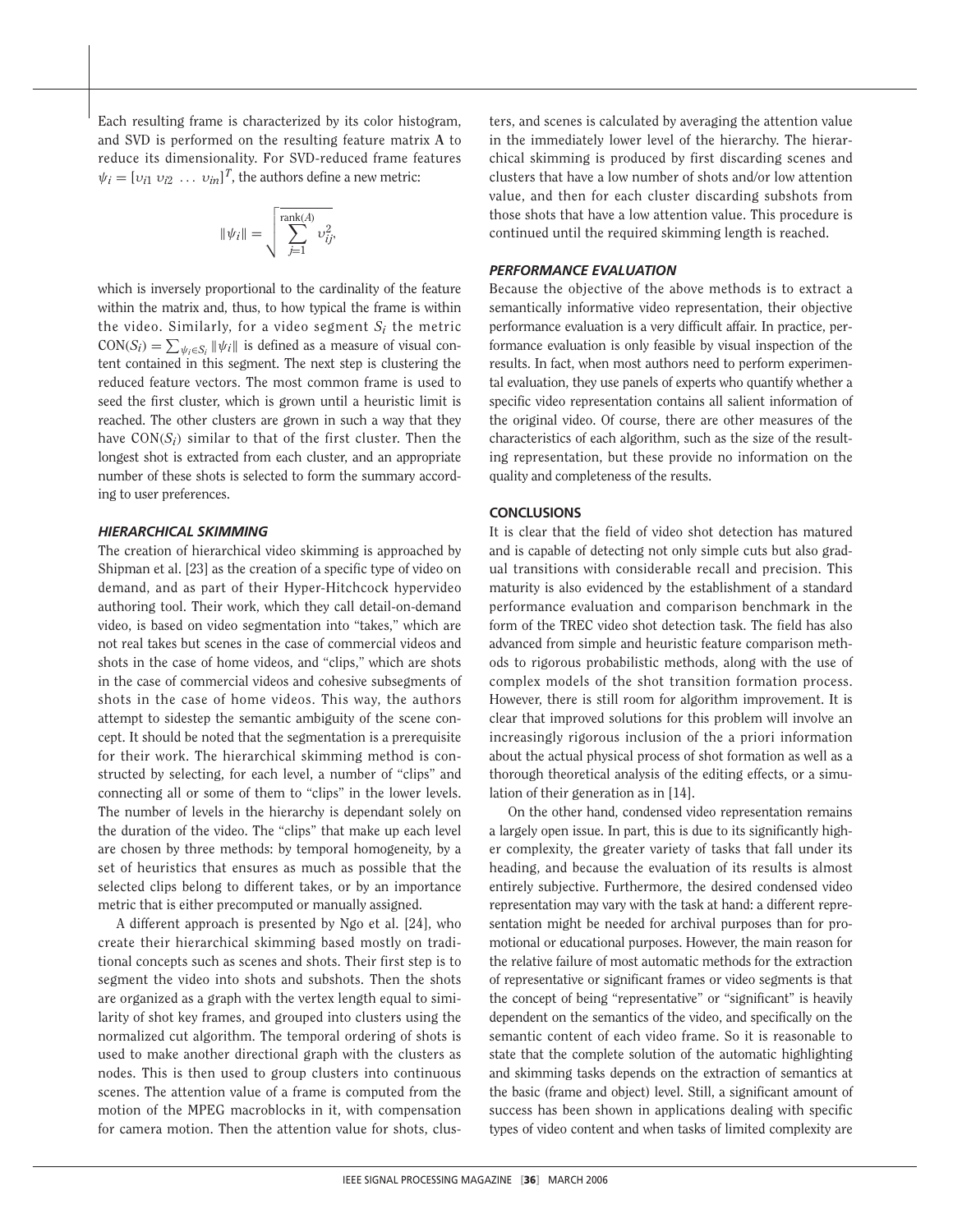Each resulting frame is characterized by its color histogram, and SVD is performed on the resulting feature matrix **A** to reduce its dimensionality. For SVD-reduced frame features $\psi_i = [\upsilon_{i1}\ \upsilon_{i2}\ \ldots\ \upsilon_{in}]^T$, the authors define a new metric:

$$\|\psi_i\| = \sqrt{\sum_{j=1}^{\text{rank}(A)} \upsilon_{ij}^2},$$

which is inversely proportional to the cardinality of the feature within the matrix and, thus, to how typical the frame is within the video. Similarly, for a video segment $S_i$ the metric $\text{CON}(S_i) = \sum_{\psi_i \in S_i} \|\psi_i\|$ is defined as a measure of visual content contained in this segment. The next step is clustering the reduced feature vectors. The most common frame is used to seed the first cluster, which is grown until a heuristic limit is reached. The other clusters are grown in such a way that they have $\text{CON}(S_i)$ similar to that of the first cluster. Then the longest shot is extracted from each cluster, and an appropriate number of these shots is selected to form the summary according to user preferences.

### *HIERARCHICAL SKIMMING*

The creation of hierarchical video skimming is approached by Shipman et al. [23] as the creation of a specific type of video on demand, and as part of their Hyper-Hitchcock hypervideo authoring tool. Their work, which they call detail-on-demand video, is based on video segmentation into "takes," which are not real takes but scenes in the case of commercial videos and shots in the case of home videos, and "clips," which are shots in the case of commercial videos and cohesive subsegments of shots in the case of home videos. This way, the authors attempt to sidestep the semantic ambiguity of the scene concept. It should be noted that the segmentation is a prerequisite for their work. The hierarchical skimming method is constructed by selecting, for each level, a number of "clips" and connecting all or some of them to "clips" in the lower levels. The number of levels in the hierarchy is dependant solely on the duration of the video. The "clips" that make up each level are chosen by three methods: by temporal homogeneity, by a set of heuristics that ensures as much as possible that the selected clips belong to different takes, or by an importance metric that is either precomputed or manually assigned.

A different approach is presented by Ngo et al. [24], who create their hierarchical skimming based mostly on traditional concepts such as scenes and shots. Their first step is to segment the video into shots and subshots. Then the shots are organized as a graph with the vertex length equal to similarity of shot key frames, and grouped into clusters using the normalized cut algorithm. The temporal ordering of shots is used to make another directional graph with the clusters as nodes. This is then used to group clusters into continuous scenes. The attention value of a frame is computed from the motion of the MPEG macroblocks in it, with compensation for camera motion. Then the attention value for shots, clusters, and scenes is calculated by averaging the attention value in the immediately lower level of the hierarchy. The hierarchical skimming is produced by first discarding scenes and clusters that have a low number of shots and/or low attention value, and then for each cluster discarding subshots from those shots that have a low attention value. This procedure is continued until the required skimming length is reached.

### *PERFORMANCE EVALUATION*

Because the objective of the above methods is to extract a semantically informative video representation, their objective performance evaluation is a very difficult affair. In practice, performance evaluation is only feasible by visual inspection of the results. In fact, when most authors need to perform experimental evaluation, they use panels of experts who quantify whether a specific video representation contains all salient information of the original video. Of course, there are other measures of the characteristics of each algorithm, such as the size of the resulting representation, but these provide no information on the quality and completeness of the results.

## CONCLUSIONS

It is clear that the field of video shot detection has matured and is capable of detecting not only simple cuts but also gradual transitions with considerable recall and precision. This maturity is also evidenced by the establishment of a standard performance evaluation and comparison benchmark in the form of the TREC video shot detection task. The field has also advanced from simple and heuristic feature comparison methods to rigorous probabilistic methods, along with the use of complex models of the shot transition formation process. However, there is still room for algorithm improvement. It is clear that improved solutions for this problem will involve an increasingly rigorous inclusion of the a priori information about the actual physical process of shot formation as well as a thorough theoretical analysis of the editing effects, or a simulation of their generation as in [14].

On the other hand, condensed video representation remains a largely open issue. In part, this is due to its significantly higher complexity, the greater variety of tasks that fall under its heading, and because the evaluation of its results is almost entirely subjective. Furthermore, the desired condensed video representation may vary with the task at hand: a different representation might be needed for archival purposes than for promotional or educational purposes. However, the main reason for the relative failure of most automatic methods for the extraction of representative or significant frames or video segments is that the concept of being "representative" or "significant" is heavily dependent on the semantics of the video, and specifically on the semantic content of each video frame. So it is reasonable to state that the complete solution of the automatic highlighting and skimming tasks depends on the extraction of semantics at the basic (frame and object) level. Still, a significant amount of success has been shown in applications dealing with specific types of video content and when tasks of limited complexity are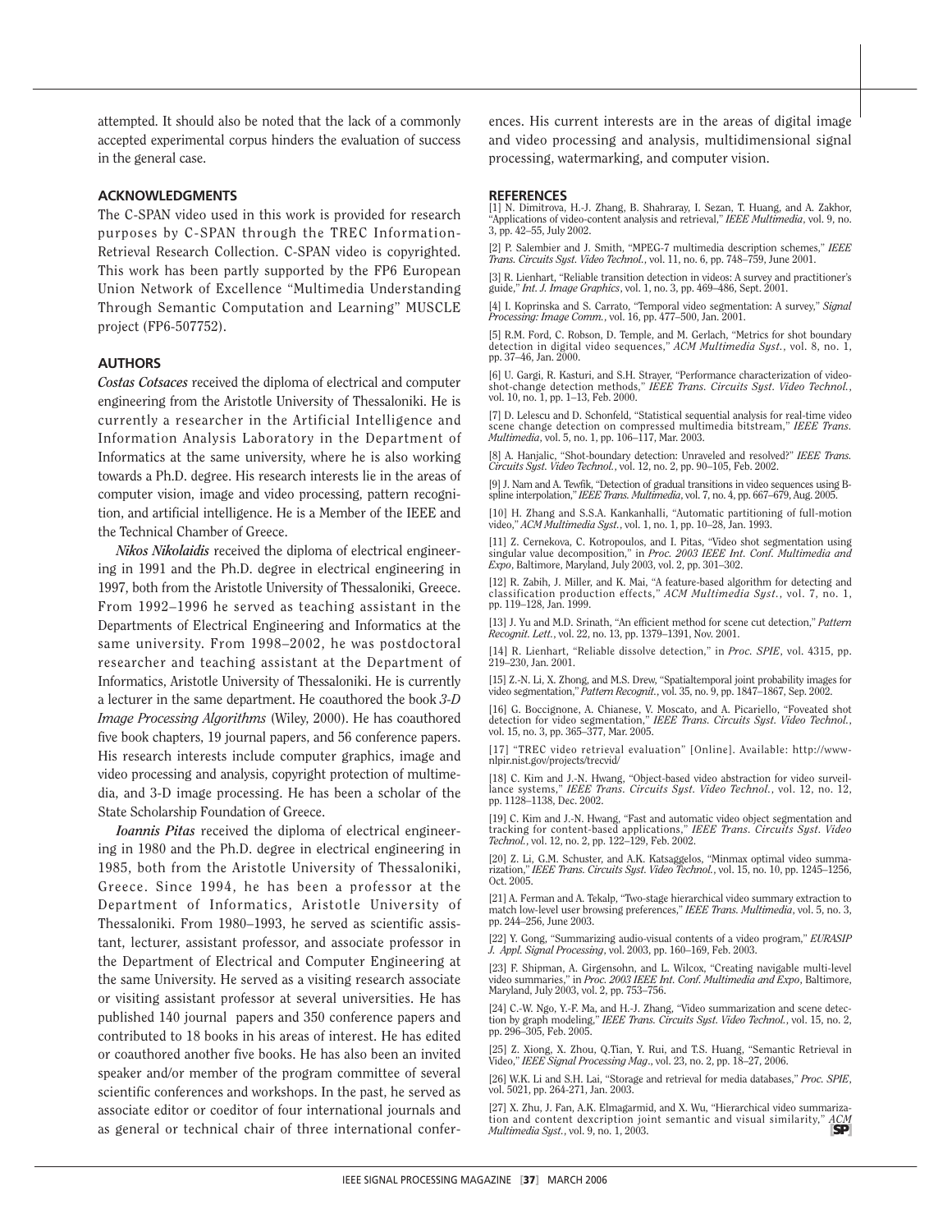attempted. It should also be noted that the lack of a commonly accepted experimental corpus hinders the evaluation of success in the general case.

## ACKNOWLEDGMENTS

The C-SPAN video used in this work is provided for research purposes by C-SPAN through the TREC Information-Retrieval Research Collection. C-SPAN video is copyrighted. This work has been partly supported by the FP6 European Union Network of Excellence "Multimedia Understanding Through Semantic Computation and Learning" MUSCLE project (FP6-507752).

## AUTHORS

***Costas Cotsaces*** received the diploma of electrical and computer engineering from the Aristotle University of Thessaloniki. He is currently a researcher in the Artificial Intelligence and Information Analysis Laboratory in the Department of Informatics at the same university, where he is also working towards a Ph.D. degree. His research interests lie in the areas of computer vision, image and video processing, pattern recognition, and artificial intelligence. He is a Member of the IEEE and the Technical Chamber of Greece.

***Nikos Nikolaidis*** received the diploma of electrical engineering in 1991 and the Ph.D. degree in electrical engineering in 1997, both from the Aristotle University of Thessaloniki, Greece. From 1992–1996 he served as teaching assistant in the Departments of Electrical Engineering and Informatics at the same university. From 1998–2002, he was postdoctoral researcher and teaching assistant at the Department of Informatics, Aristotle University of Thessaloniki. He is currently a lecturer in the same department. He coauthored the book *3-D Image Processing Algorithms* (Wiley, 2000). He has coauthored five book chapters, 19 journal papers, and 56 conference papers. His research interests include computer graphics, image and video processing and analysis, copyright protection of multimedia, and 3-D image processing. He has been a scholar of the State Scholarship Foundation of Greece.

***Ioannis Pitas*** received the diploma of electrical engineering in 1980 and the Ph.D. degree in electrical engineering in 1985, both from the Aristotle University of Thessaloniki, Greece. Since 1994, he has been a professor at the Department of Informatics, Aristotle University of Thessaloniki. From 1980–1993, he served as scientific assistant, lecturer, assistant professor, and associate professor in the Department of Electrical and Computer Engineering at the same University. He served as a visiting research associate or visiting assistant professor at several universities. He has published 140 journal papers and 350 conference papers and contributed to 18 books in his areas of interest. He has edited or coauthored another five books. He has also been an invited speaker and/or member of the program committee of several scientific conferences and workshops. In the past, he served as associate editor or coeditor of four international journals and as general or technical chair of three international conferences. His current interests are in the areas of digital image and video processing and analysis, multidimensional signal processing, watermarking, and computer vision.

## REFERENCES

[1] N. Dimitrova, H.-J. Zhang, B. Shahraray, I. Sezan, T. Huang, and A. Zakhor, "Applications of video-content analysis and retrieval," *IEEE Multimedia*, vol. 9, no. 3, pp. 42–55, July 2002.

[2] P. Salembier and J. Smith, "MPEG-7 multimedia description schemes," *IEEE Trans. Circuits Syst. Video Technol.*, vol. 11, no. 6, pp. 748–759, June 2001.

[3] R. Lienhart, "Reliable transition detection in videos: A survey and practitioner's guide," *Int. J. Image Graphics*, vol. 1, no. 3, pp. 469–486, Sept. 2001.

[4] I. Koprinska and S. Carrato, "Temporal video segmentation: A survey," *Signal Processing: Image Comm.*, vol. 16, pp. 477–500, Jan. 2001.

[5] R.M. Ford, C. Robson, D. Temple, and M. Gerlach, "Metrics for shot boundary detection in digital video sequences," *ACM Multimedia Syst.*, vol. 8, no. 1, pp. 37–46, Jan. 2000.

[6] U. Gargi, R. Kasturi, and S.H. Strayer, "Performance characterization of video-shot-change detection methods," *IEEE Trans. Circuits Syst. Video Technol.*, vol. 10, no. 1, pp. 1–13, Feb. 2000.

[7] D. Lelescu and D. Schonfeld, "Statistical sequential analysis for real-time video scene change detection on compressed multimedia bitstream," *IEEE Trans. Multimedia*, vol. 5, no. 1, pp. 106–117, Mar. 2003.

[8] A. Hanjalic, "Shot-boundary detection: Unraveled and resolved?" *IEEE Trans. Circuits Syst. Video Technol.*, vol. 12, no. 2, pp. 90–105, Feb. 2002.

[9] J. Nam and A. Tewfik, "Detection of gradual transitions in video sequences using B-spline interpolation," *IEEE Trans. Multimedia*, vol. 7, no. 4, pp. 667–679, Aug. 2005.

[10] H. Zhang and S.S.A. Kankanhalli, "Automatic partitioning of full-motion video," *ACM Multimedia Syst.*, vol. 1, no. 1, pp. 10–28, Jan. 1993.

[11] Z. Cernekova, C. Kotropoulos, and I. Pitas, "Video shot segmentation using singular value decomposition," in *Proc. 2003 IEEE Int. Conf. Multimedia and Expo*, Baltimore, Maryland, July 2003, vol. 2, pp. 301–302.

[12] R. Zabih, J. Miller, and K. Mai, "A feature-based algorithm for detecting and classification production effects," *ACM Multimedia Syst.*, vol. 7, no. 1, pp. 119–128, Jan. 1999.

[13] J. Yu and M.D. Srinath, "An efficient method for scene cut detection," *Pattern Recognit. Lett.*, vol. 22, no. 13, pp. 1379–1391, Nov. 2001.

[14] R. Lienhart, "Reliable dissolve detection," in *Proc. SPIE*, vol. 4315, pp. 219–230, Jan. 2001.

[15] Z.-N. Li, X. Zhong, and M.S. Drew, "Spatialtemporal joint probability images for video segmentation," *Pattern Recognit.*, vol. 35, no. 9, pp. 1847–1867, Sep. 2002.

[16] G. Boccignone, A. Chianese, V. Moscato, and A. Picariello, "Foveated shot detection for video segmentation," *IEEE Trans. Circuits Syst. Video Technol.*, vol. 15, no. 3, pp. 365–377, Mar. 2005.

[17] "TREC video retrieval evaluation" [Online]. Available: http://www-nlpir.nist.gov/projects/trecvid/

[18] C. Kim and J.-N. Hwang, "Object-based video abstraction for video surveillance systems," *IEEE Trans. Circuits Syst. Video Technol.*, vol. 12, no. 12, pp. 1128–1138, Dec. 2002.

[19] C. Kim and J.-N. Hwang, "Fast and automatic video object segmentation and tracking for content-based applications," *IEEE Trans. Circuits Syst. Video Technol.*, vol. 12, no. 2, pp. 122–129, Feb. 2002.

[20] Z. Li, G.M. Schuster, and A.K. Katsaggelos, "Minmax optimal video summarization," *IEEE Trans. Circuits Syst. Video Technol.*, vol. 15, no. 10, pp. 1245–1256, Oct. 2005.

[21] A. Ferman and A. Tekalp, "Two-stage hierarchical video summary extraction to match low-level user browsing preferences," *IEEE Trans. Multimedia*, vol. 5, no. 3, pp. 244–256, June 2003.

[22] Y. Gong, "Summarizing audio-visual contents of a video program," *EURASIP J. Appl. Signal Processing*, vol. 2003, pp. 160–169, Feb. 2003.

[23] F. Shipman, A. Girgensohn, and L. Wilcox, "Creating navigable multi-level video summaries," in *Proc. 2003 IEEE Int. Conf. Multimedia and Expo*, Baltimore, Maryland, July 2003, vol. 2, pp. 753–756.

[24] C.-W. Ngo, Y.-F. Ma, and H.-J. Zhang, "Video summarization and scene detection by graph modeling," *IEEE Trans. Circuits Syst. Video Technol.*, vol. 15, no. 2, pp. 296–305, Feb. 2005.

[25] Z. Xiong, X. Zhou, Q.Tian, Y. Rui, and T.S. Huang, "Semantic Retrieval in Video," *IEEE Signal Processing Mag.*, vol. 23, no. 2, pp. 18–27, 2006.

[26] W.K. Li and S.H. Lai, "Storage and retrieval for media databases," *Proc. SPIE*, vol. 5021, pp. 264-271, Jan. 2003.

[27] X. Zhu, J. Fan, A.K. Elmagarmid, and X. Wu, "Hierarchical video summarization and content dexcription joint semantic and visual similarity," *ACM Multimedia Syst.*, vol. 9, no. 1, 2003.